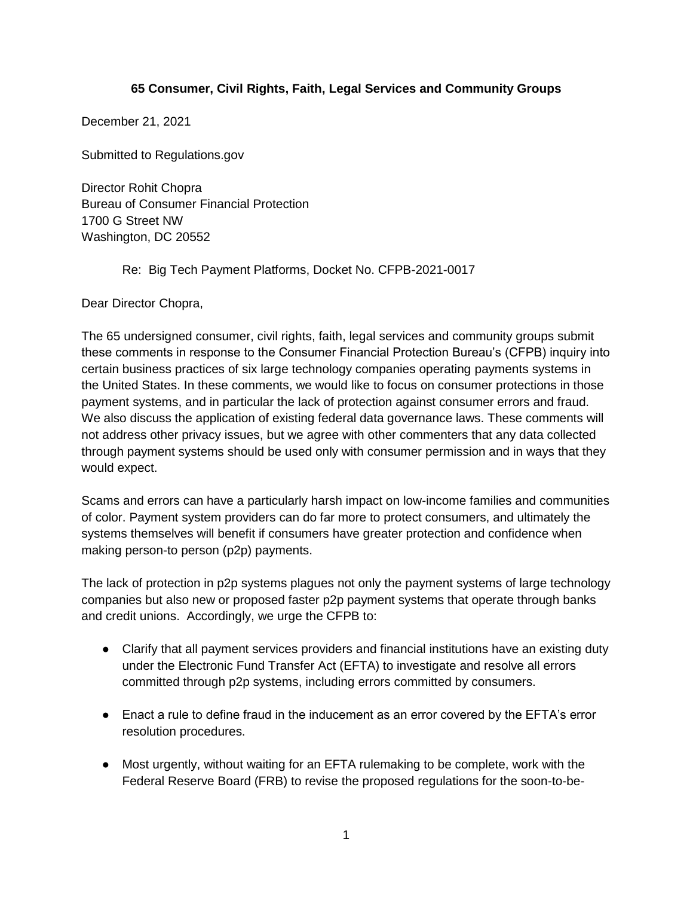**65 Consumer, Civil Rights, Faith, Legal Services and Community Groups**

December 21, 2021

Submitted to Regulations.gov

Director Rohit Chopra
Bureau of Consumer Financial Protection
1700 G Street NW
Washington, DC 20552

Re: Big Tech Payment Platforms, Docket No. CFPB-2021-0017

Dear Director Chopra,

The 65 undersigned consumer, civil rights, faith, legal services and community groups submit these comments in response to the Consumer Financial Protection Bureau's (CFPB) inquiry into certain business practices of six large technology companies operating payments systems in the United States. In these comments, we would like to focus on consumer protections in those payment systems, and in particular the lack of protection against consumer errors and fraud. We also discuss the application of existing federal data governance laws. These comments will not address other privacy issues, but we agree with other commenters that any data collected through payment systems should be used only with consumer permission and in ways that they would expect.

Scams and errors can have a particularly harsh impact on low-income families and communities of color. Payment system providers can do far more to protect consumers, and ultimately the systems themselves will benefit if consumers have greater protection and confidence when making person-to person (p2p) payments.

The lack of protection in p2p systems plagues not only the payment systems of large technology companies but also new or proposed faster p2p payment systems that operate through banks and credit unions. Accordingly, we urge the CFPB to:

- Clarify that all payment services providers and financial institutions have an existing duty under the Electronic Fund Transfer Act (EFTA) to investigate and resolve all errors committed through p2p systems, including errors committed by consumers.
- Enact a rule to define fraud in the inducement as an error covered by the EFTA's error resolution procedures.
- Most urgently, without waiting for an EFTA rulemaking to be complete, work with the Federal Reserve Board (FRB) to revise the proposed regulations for the soon-to-be-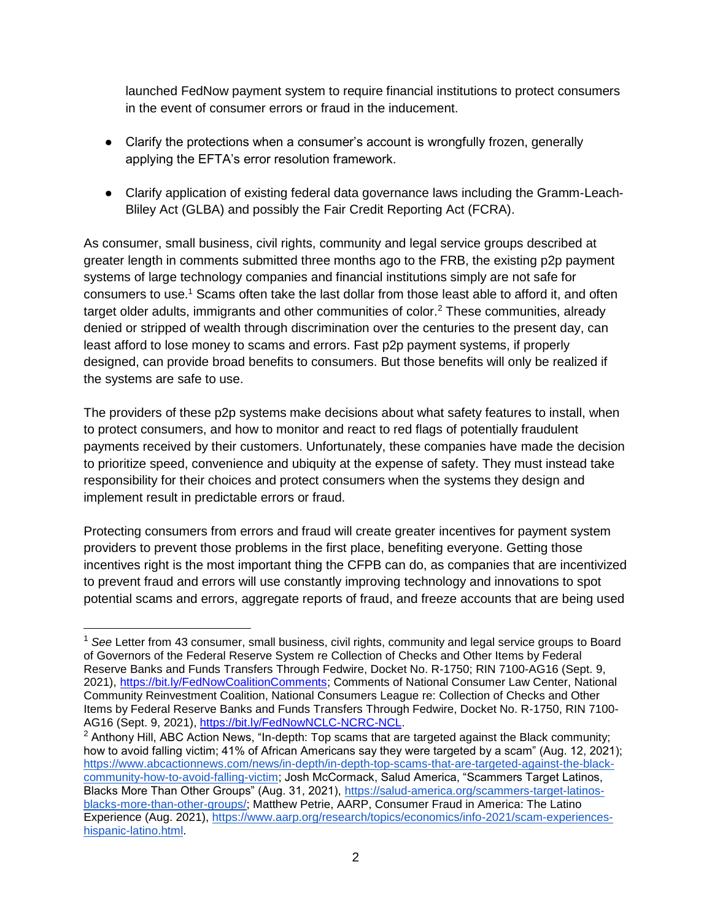launched FedNow payment system to require financial institutions to protect consumers in the event of consumer errors or fraud in the inducement.

- Clarify the protections when a consumer's account is wrongfully frozen, generally applying the EFTA's error resolution framework.

- Clarify application of existing federal data governance laws including the Gramm-Leach-Bliley Act (GLBA) and possibly the Fair Credit Reporting Act (FCRA).

As consumer, small business, civil rights, community and legal service groups described at greater length in comments submitted three months ago to the FRB, the existing p2p payment systems of large technology companies and financial institutions simply are not safe for consumers to use.[1] Scams often take the last dollar from those least able to afford it, and often target older adults, immigrants and other communities of color.[2] These communities, already denied or stripped of wealth through discrimination over the centuries to the present day, can least afford to lose money to scams and errors. Fast p2p payment systems, if properly designed, can provide broad benefits to consumers. But those benefits will only be realized if the systems are safe to use.

The providers of these p2p systems make decisions about what safety features to install, when to protect consumers, and how to monitor and react to red flags of potentially fraudulent payments received by their customers. Unfortunately, these companies have made the decision to prioritize speed, convenience and ubiquity at the expense of safety. They must instead take responsibility for their choices and protect consumers when the systems they design and implement result in predictable errors or fraud.

Protecting consumers from errors and fraud will create greater incentives for payment system providers to prevent those problems in the first place, benefiting everyone. Getting those incentives right is the most important thing the CFPB can do, as companies that are incentivized to prevent fraud and errors will use constantly improving technology and innovations to spot potential scams and errors, aggregate reports of fraud, and freeze accounts that are being used

---

[1] *See* Letter from 43 consumer, small business, civil rights, community and legal service groups to Board of Governors of the Federal Reserve System re Collection of Checks and Other Items by Federal Reserve Banks and Funds Transfers Through Fedwire, Docket No. R-1750; RIN 7100-AG16 (Sept. 9, 2021), https://bit.ly/FedNowCoalitionComments; Comments of National Consumer Law Center, National Community Reinvestment Coalition, National Consumers League re: Collection of Checks and Other Items by Federal Reserve Banks and Funds Transfers Through Fedwire, Docket No. R-1750, RIN 7100-AG16 (Sept. 9, 2021), https://bit.ly/FedNowNCLC-NCRC-NCL.

[2] Anthony Hill, ABC Action News, "In-depth: Top scams that are targeted against the Black community; how to avoid falling victim; 41% of African Americans say they were targeted by a scam" (Aug. 12, 2021); https://www.abcactionnews.com/news/in-depth/in-depth-top-scams-that-are-targeted-against-the-black-community-how-to-avoid-falling-victim; Josh McCormack, Salud America, "Scammers Target Latinos, Blacks More Than Other Groups" (Aug. 31, 2021), https://salud-america.org/scammers-target-latinos-blacks-more-than-other-groups/; Matthew Petrie, AARP, Consumer Fraud in America: The Latino Experience (Aug. 2021), https://www.aarp.org/research/topics/economics/info-2021/scam-experiences-hispanic-latino.html.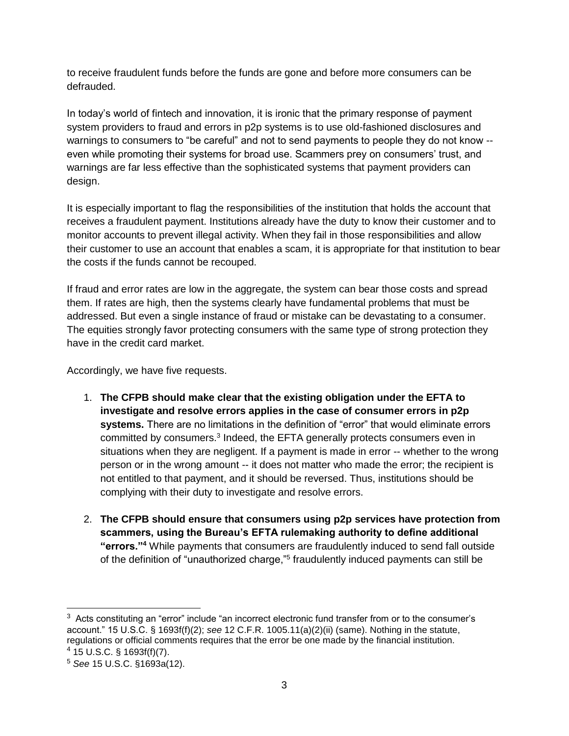to receive fraudulent funds before the funds are gone and before more consumers can be defrauded.

In today's world of fintech and innovation, it is ironic that the primary response of payment system providers to fraud and errors in p2p systems is to use old-fashioned disclosures and warnings to consumers to "be careful" and not to send payments to people they do not know -- even while promoting their systems for broad use. Scammers prey on consumers' trust, and warnings are far less effective than the sophisticated systems that payment providers can design.

It is especially important to flag the responsibilities of the institution that holds the account that receives a fraudulent payment. Institutions already have the duty to know their customer and to monitor accounts to prevent illegal activity. When they fail in those responsibilities and allow their customer to use an account that enables a scam, it is appropriate for that institution to bear the costs if the funds cannot be recouped.

If fraud and error rates are low in the aggregate, the system can bear those costs and spread them. If rates are high, then the systems clearly have fundamental problems that must be addressed. But even a single instance of fraud or mistake can be devastating to a consumer. The equities strongly favor protecting consumers with the same type of strong protection they have in the credit card market.

Accordingly, we have five requests.

1. **The CFPB should make clear that the existing obligation under the EFTA to investigate and resolve errors applies in the case of consumer errors in p2p systems.** There are no limitations in the definition of "error" that would eliminate errors committed by consumers.[3] Indeed, the EFTA generally protects consumers even in situations when they are negligent. If a payment is made in error -- whether to the wrong person or in the wrong amount -- it does not matter who made the error; the recipient is not entitled to that payment, and it should be reversed. Thus, institutions should be complying with their duty to investigate and resolve errors.

2. **The CFPB should ensure that consumers using p2p services have protection from scammers, using the Bureau's EFTA rulemaking authority to define additional "errors."[4]** While payments that consumers are fraudulently induced to send fall outside of the definition of "unauthorized charge,"[5] fraudulently induced payments can still be

---

[3] Acts constituting an "error" include "an incorrect electronic fund transfer from or to the consumer's account." 15 U.S.C. § 1693f(f)(2); *see* 12 C.F.R. 1005.11(a)(2)(ii) (same). Nothing in the statute, regulations or official comments requires that the error be one made by the financial institution.

[4] 15 U.S.C. § 1693f(f)(7).

[5] *See* 15 U.S.C. §1693a(12).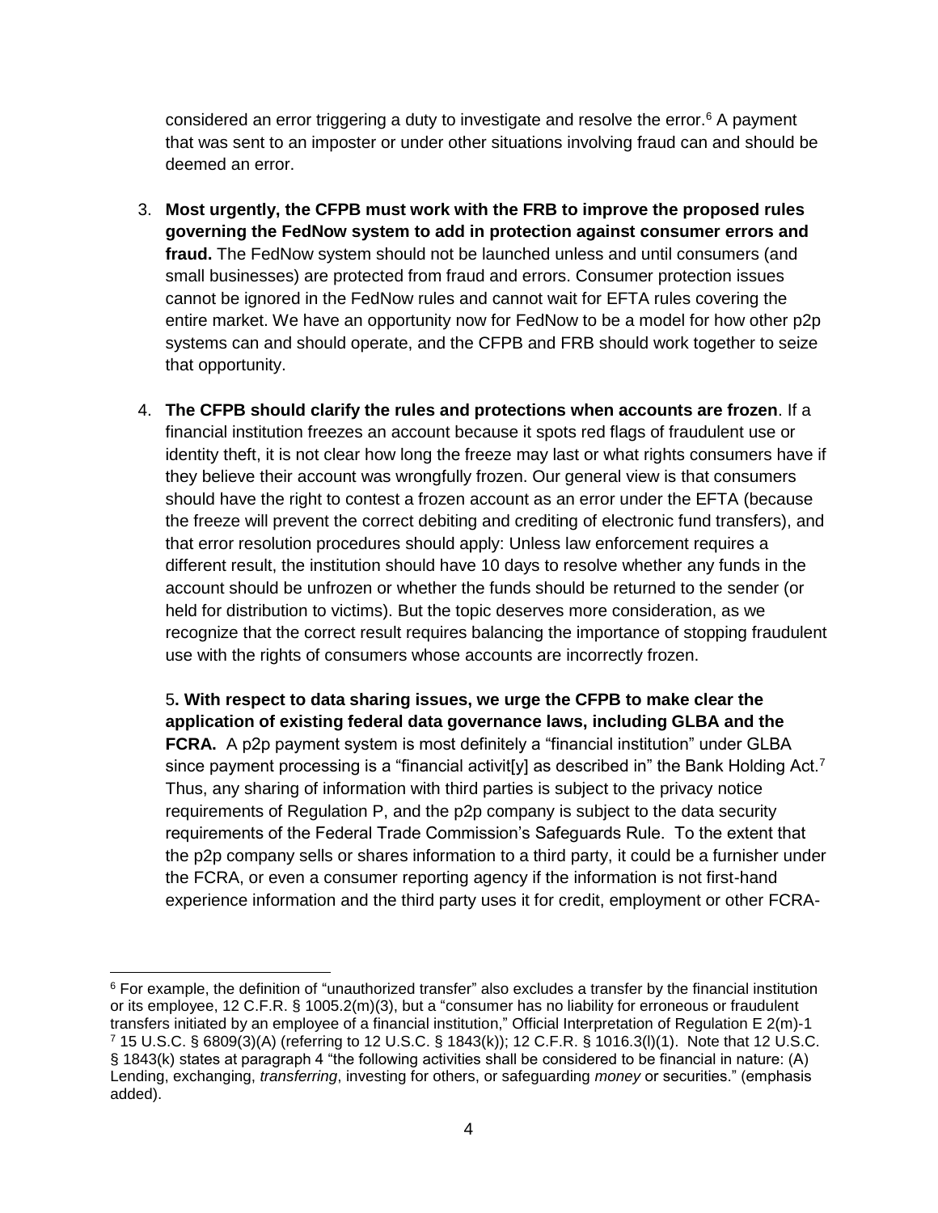considered an error triggering a duty to investigate and resolve the error.[6] A payment that was sent to an imposter or under other situations involving fraud can and should be deemed an error.

3. **Most urgently, the CFPB must work with the FRB to improve the proposed rules governing the FedNow system to add in protection against consumer errors and fraud.** The FedNow system should not be launched unless and until consumers (and small businesses) are protected from fraud and errors. Consumer protection issues cannot be ignored in the FedNow rules and cannot wait for EFTA rules covering the entire market. We have an opportunity now for FedNow to be a model for how other p2p systems can and should operate, and the CFPB and FRB should work together to seize that opportunity.

4. **The CFPB should clarify the rules and protections when accounts are frozen**. If a financial institution freezes an account because it spots red flags of fraudulent use or identity theft, it is not clear how long the freeze may last or what rights consumers have if they believe their account was wrongfully frozen. Our general view is that consumers should have the right to contest a frozen account as an error under the EFTA (because the freeze will prevent the correct debiting and crediting of electronic fund transfers), and that error resolution procedures should apply: Unless law enforcement requires a different result, the institution should have 10 days to resolve whether any funds in the account should be unfrozen or whether the funds should be returned to the sender (or held for distribution to victims). But the topic deserves more consideration, as we recognize that the correct result requires balancing the importance of stopping fraudulent use with the rights of consumers whose accounts are incorrectly frozen.

5**. With respect to data sharing issues, we urge the CFPB to make clear the application of existing federal data governance laws, including GLBA and the FCRA.** A p2p payment system is most definitely a "financial institution" under GLBA since payment processing is a "financial activit[y] as described in" the Bank Holding Act.[7] Thus, any sharing of information with third parties is subject to the privacy notice requirements of Regulation P, and the p2p company is subject to the data security requirements of the Federal Trade Commission's Safeguards Rule. To the extent that the p2p company sells or shares information to a third party, it could be a furnisher under the FCRA, or even a consumer reporting agency if the information is not first-hand experience information and the third party uses it for credit, employment or other FCRA-

---

[6] For example, the definition of "unauthorized transfer" also excludes a transfer by the financial institution or its employee, 12 C.F.R. § 1005.2(m)(3), but a "consumer has no liability for erroneous or fraudulent transfers initiated by an employee of a financial institution," Official Interpretation of Regulation E 2(m)-1

[7] 15 U.S.C. § 6809(3)(A) (referring to 12 U.S.C. § 1843(k)); 12 C.F.R. § 1016.3(l)(1). Note that 12 U.S.C. § 1843(k) states at paragraph 4 "the following activities shall be considered to be financial in nature: (A) Lending, exchanging, *transferring*, investing for others, or safeguarding *money* or securities." (emphasis added).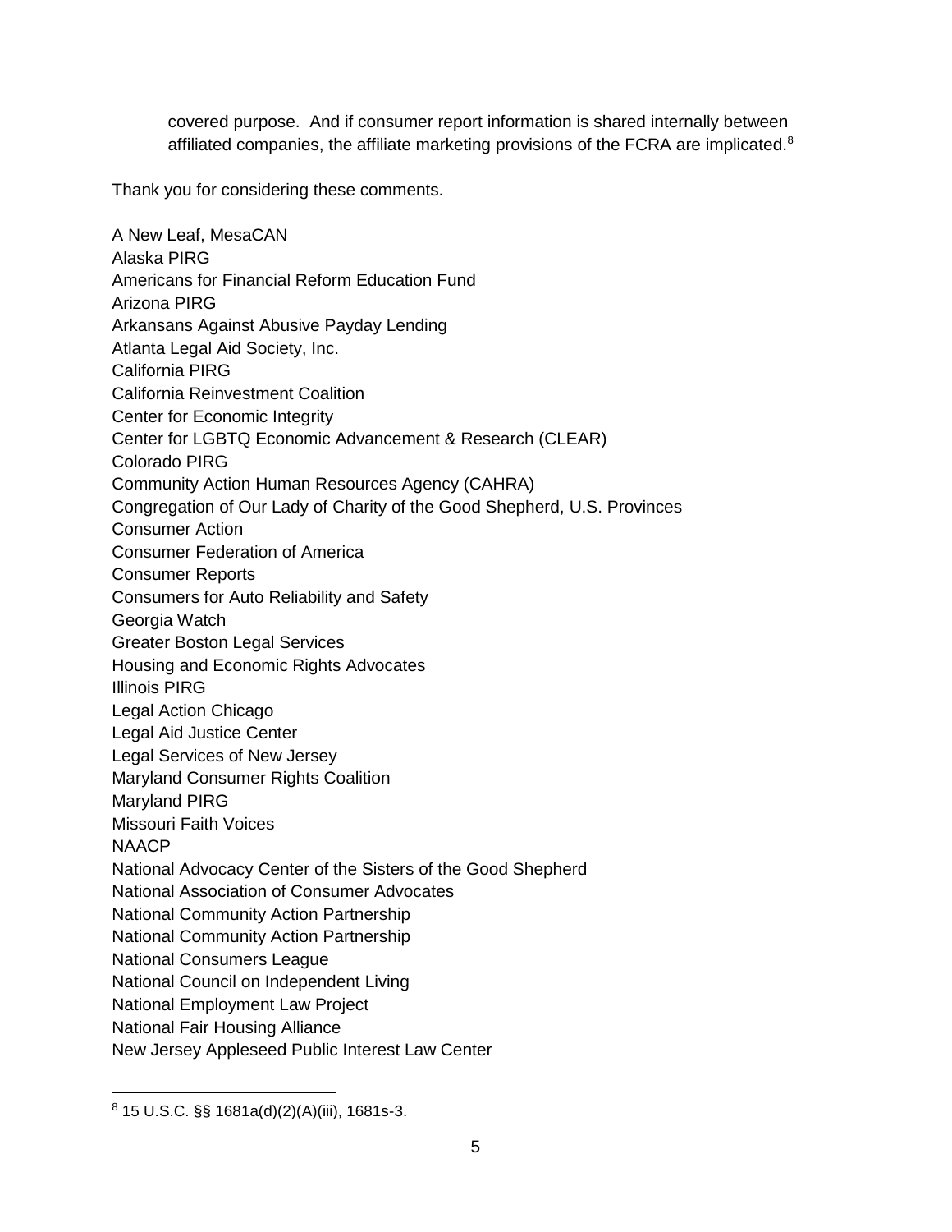covered purpose. And if consumer report information is shared internally between affiliated companies, the affiliate marketing provisions of the FCRA are implicated.[8]

Thank you for considering these comments.

A New Leaf, MesaCAN
Alaska PIRG
Americans for Financial Reform Education Fund
Arizona PIRG
Arkansans Against Abusive Payday Lending
Atlanta Legal Aid Society, Inc.
California PIRG
California Reinvestment Coalition
Center for Economic Integrity
Center for LGBTQ Economic Advancement & Research (CLEAR)
Colorado PIRG
Community Action Human Resources Agency (CAHRA)
Congregation of Our Lady of Charity of the Good Shepherd, U.S. Provinces
Consumer Action
Consumer Federation of America
Consumer Reports
Consumers for Auto Reliability and Safety
Georgia Watch
Greater Boston Legal Services
Housing and Economic Rights Advocates
Illinois PIRG
Legal Action Chicago
Legal Aid Justice Center
Legal Services of New Jersey
Maryland Consumer Rights Coalition
Maryland PIRG
Missouri Faith Voices
NAACP
National Advocacy Center of the Sisters of the Good Shepherd
National Association of Consumer Advocates
National Community Action Partnership
National Community Action Partnership
National Consumers League
National Council on Independent Living
National Employment Law Project
National Fair Housing Alliance
New Jersey Appleseed Public Interest Law Center

---

[8] 15 U.S.C. §§ 1681a(d)(2)(A)(iii), 1681s-3.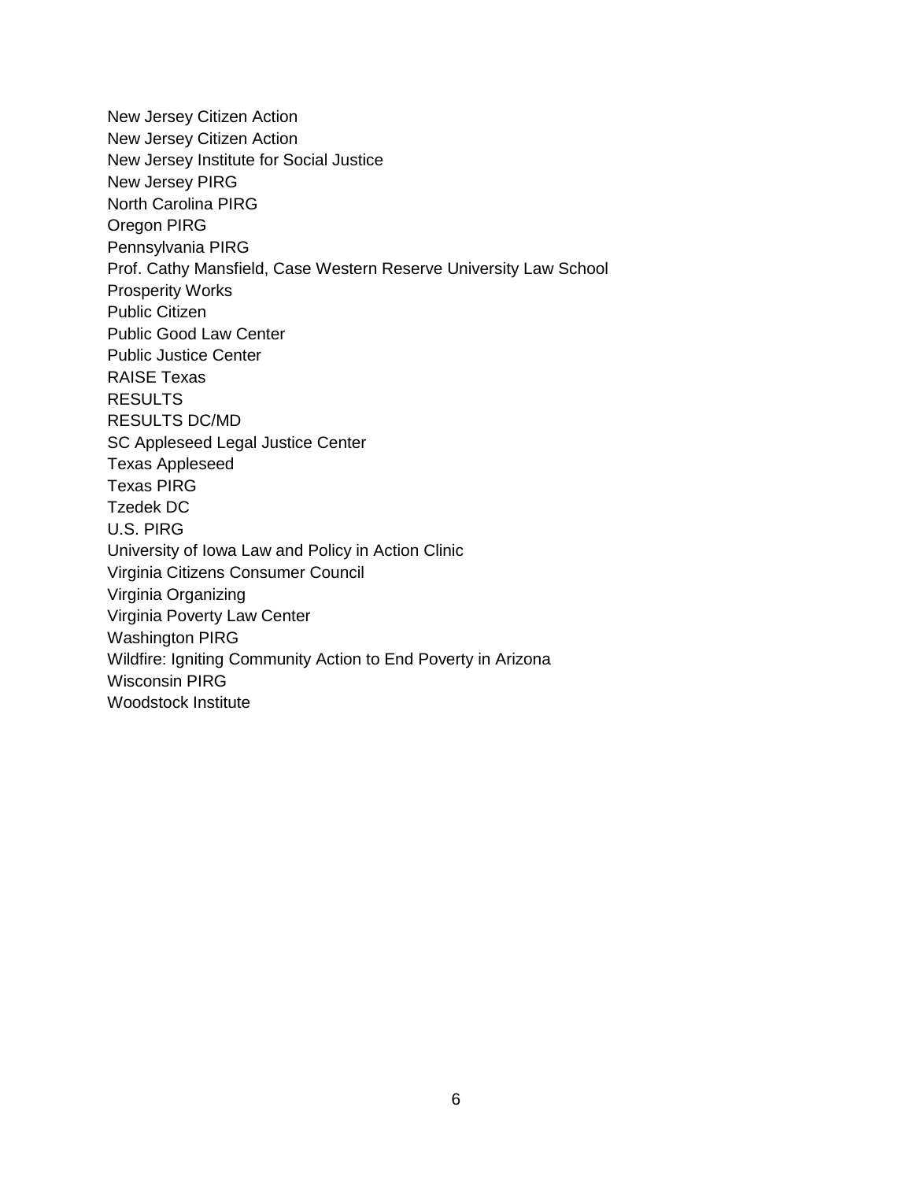New Jersey Citizen Action
New Jersey Citizen Action
New Jersey Institute for Social Justice
New Jersey PIRG
North Carolina PIRG
Oregon PIRG
Pennsylvania PIRG
Prof. Cathy Mansfield, Case Western Reserve University Law School
Prosperity Works
Public Citizen
Public Good Law Center
Public Justice Center
RAISE Texas
RESULTS
RESULTS DC/MD
SC Appleseed Legal Justice Center
Texas Appleseed
Texas PIRG
Tzedek DC
U.S. PIRG
University of Iowa Law and Policy in Action Clinic
Virginia Citizens Consumer Council
Virginia Organizing
Virginia Poverty Law Center
Washington PIRG
Wildfire: Igniting Community Action to End Poverty in Arizona
Wisconsin PIRG
Woodstock Institute